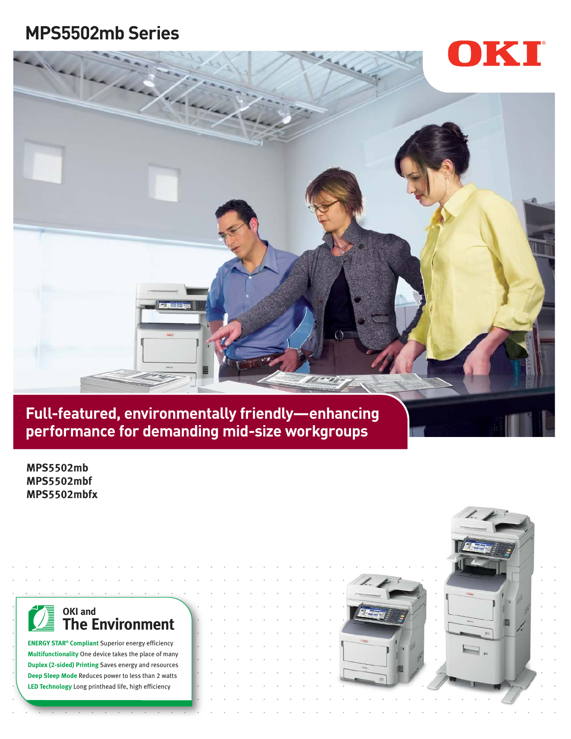# MPS5502mb Series

OKI

## Full-featured, environmentally friendly—enhancing performance for demanding mid-size workgroups

**MPS5502mb**
**MPS5502mbf**
**MPS5502mbfx**

### OKI and The Environment

**ENERGY STAR® Compliant** Superior energy efficiency
**Multifunctionality** One device takes the place of many
**Duplex (2-sided) Printing** Saves energy and resources
**Deep Sleep Mode** Reduces power to less than 2 watts
**LED Technology** Long printhead life, high efficiency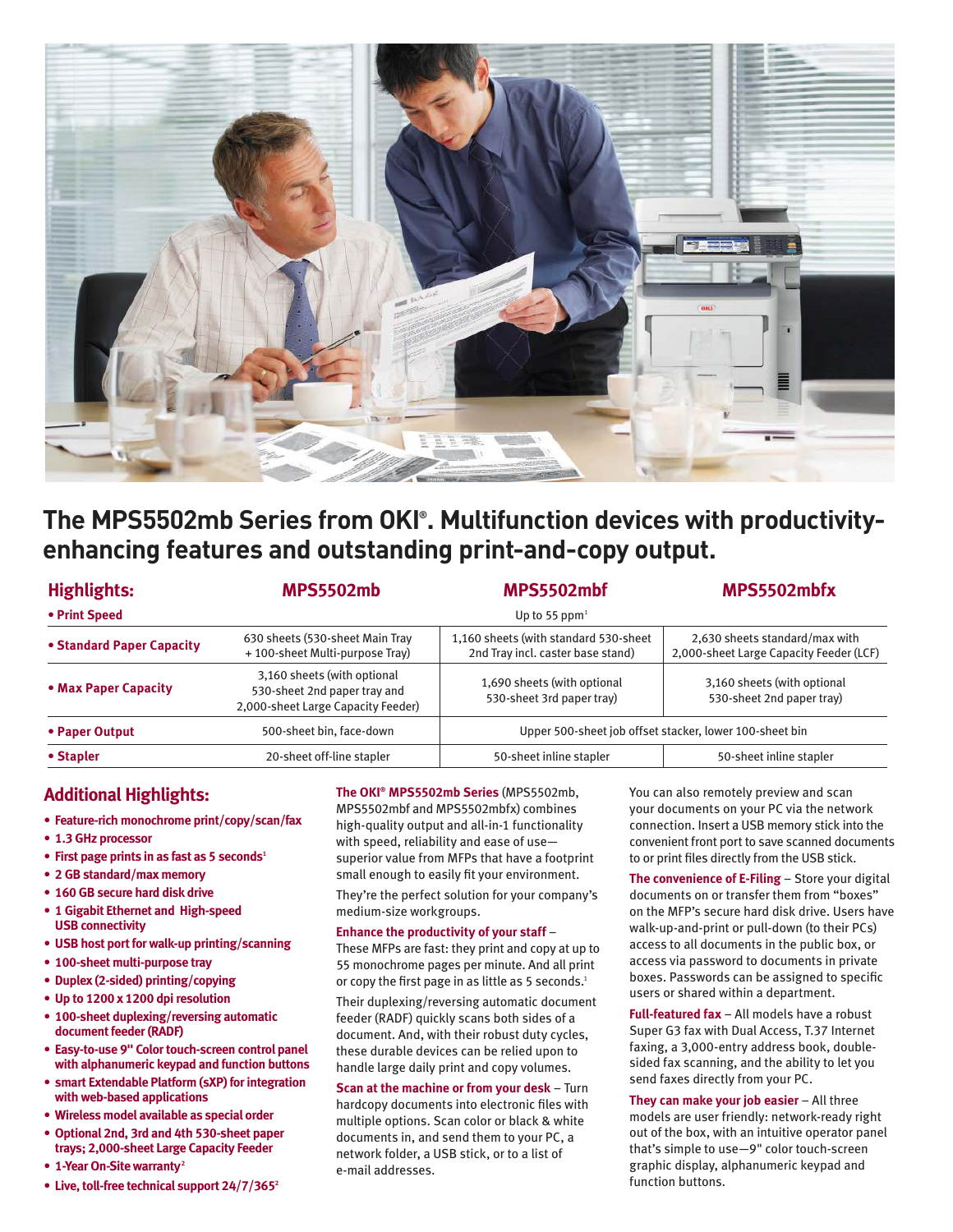# The MPS5502mb Series from OKI®. Multifunction devices with productivity-enhancing features and outstanding print-and-copy output.

| Highlights: | MPS5502mb | MPS5502mbf | MPS5502mbfx |
|---|---|---|---|
| • Print Speed | Up to 55 ppm[1] | | |
| • Standard Paper Capacity | 630 sheets (530-sheet Main Tray + 100-sheet Multi-purpose Tray) | 1,160 sheets (with standard 530-sheet 2nd Tray incl. caster base stand) | 2,630 sheets standard/max with 2,000-sheet Large Capacity Feeder (LCF) |
| • Max Paper Capacity | 3,160 sheets (with optional 530-sheet 2nd paper tray and 2,000-sheet Large Capacity Feeder) | 1,690 sheets (with optional 530-sheet 3rd paper tray) | 3,160 sheets (with optional 530-sheet 2nd paper tray) |
| • Paper Output | 500-sheet bin, face-down | Upper 500-sheet job offset stacker, lower 100-sheet bin | |
| • Stapler | 20-sheet off-line stapler | 50-sheet inline stapler | 50-sheet inline stapler |

## Additional Highlights:

- **Feature-rich monochrome print/copy/scan/fax**
- **1.3 GHz processor**
- **First page prints in as fast as 5 seconds[1]**
- **2 GB standard/max memory**
- **160 GB secure hard disk drive**
- **1 Gigabit Ethernet and High-speed USB connectivity**
- **USB host port for walk-up printing/scanning**
- **100-sheet multi-purpose tray**
- **Duplex (2-sided) printing/copying**
- **Up to 1200 x 1200 dpi resolution**
- **100-sheet duplexing/reversing automatic document feeder (RADF)**
- **Easy-to-use 9" Color touch-screen control panel with alphanumeric keypad and function buttons**
- **smart Extendable Platform (sXP) for integration with web-based applications**
- **Wireless model available as special order**
- **Optional 2nd, 3rd and 4th 530-sheet paper trays; 2,000-sheet Large Capacity Feeder**
- **1-Year On-Site warranty[2]**
- **Live, toll-free technical support 24/7/365[2]**

**The OKI® MPS5502mb Series** (MPS5502mb, MPS5502mbf and MPS5502mbfx) combines high-quality output and all-in-1 functionality with speed, reliability and ease of use—superior value from MFPs that have a footprint small enough to easily fit your environment.

They're the perfect solution for your company's medium-size workgroups.

**Enhance the productivity of your staff** – These MFPs are fast: they print and copy at up to 55 monochrome pages per minute. And all print or copy the first page in as little as 5 seconds.[1]

Their duplexing/reversing automatic document feeder (RADF) quickly scans both sides of a document. And, with their robust duty cycles, these durable devices can be relied upon to handle large daily print and copy volumes.

**Scan at the machine or from your desk** – Turn hardcopy documents into electronic files with multiple options. Scan color or black & white documents in, and send them to your PC, a network folder, a USB stick, or to a list of e-mail addresses.

You can also remotely preview and scan your documents on your PC via the network connection. Insert a USB memory stick into the convenient front port to save scanned documents to or print files directly from the USB stick.

**The convenience of E-Filing** – Store your digital documents on or transfer them from "boxes" on the MFP's secure hard disk drive. Users have walk-up-and-print or pull-down (to their PCs) access to all documents in the public box, or access via password to documents in private boxes. Passwords can be assigned to specific users or shared within a department.

**Full-featured fax** – All models have a robust Super G3 fax with Dual Access, T.37 Internet faxing, a 3,000-entry address book, double-sided fax scanning, and the ability to let you send faxes directly from your PC.

**They can make your job easier** – All three models are user friendly: network-ready right out of the box, with an intuitive operator panel that's simple to use—9" color touch-screen graphic display, alphanumeric keypad and function buttons.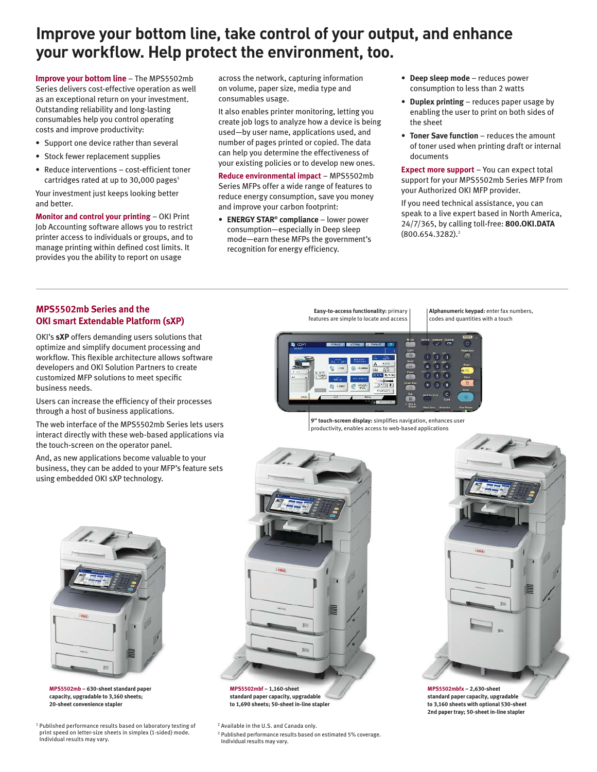# Improve your bottom line, take control of your output, and enhance your workflow. Help protect the environment, too.

**Improve your bottom line** – The MPS5502mb Series delivers cost-effective operation as well as an exceptional return on your investment. Outstanding reliability and long-lasting consumables help you control operating costs and improve productivity:

- Support one device rather than several
- Stock fewer replacement supplies
- Reduce interventions – cost-efficient toner cartridges rated at up to 30,000 pages[3]

Your investment just keeps looking better and better.

**Monitor and control your printing** – OKI Print Job Accounting software allows you to restrict printer access to individuals or groups, and to manage printing within defined cost limits. It provides you the ability to report on usage across the network, capturing information on volume, paper size, media type and consumables usage.

It also enables printer monitoring, letting you create job logs to analyze how a device is being used—by user name, applications used, and number of pages printed or copied. The data can help you determine the effectiveness of your existing policies or to develop new ones.

**Reduce environmental impact** – MPS5502mb Series MFPs offer a wide range of features to reduce energy consumption, save you money and improve your carbon footprint:

- **ENERGY STAR® compliance** – lower power consumption—especially in Deep sleep mode—earn these MFPs the government's recognition for energy efficiency.
- **Deep sleep mode** – reduces power consumption to less than 2 watts
- **Duplex printing** – reduces paper usage by enabling the user to print on both sides of the sheet
- **Toner Save function** – reduces the amount of toner used when printing draft or internal documents

**Expect more support** – You can expect total support for your MPS5502mb Series MFP from your Authorized OKI MFP provider.

If you need technical assistance, you can speak to a live expert based in North America, 24/7/365, by calling toll-free: **800.OKI.DATA** (800.654.3282).[2]

## MPS5502mb Series and the OKI smart Extendable Platform (sXP)

OKI's **sXP** offers demanding users solutions that optimize and simplify document processing and workflow. This flexible architecture allows software developers and OKI Solution Partners to create customized MFP solutions to meet specific business needs.

Users can increase the efficiency of their processes through a host of business applications.

The web interface of the MPS5502mb Series lets users interact directly with these web-based applications via the touch-screen on the operator panel.

And, as new applications become valuable to your business, they can be added to your MFP's feature sets using embedded OKI sXP technology.

**Easy-to-access functionality:** primary features are simple to locate and access

**Alphanumeric keypad:** enter fax numbers, codes and quantities with a touch

**9" touch-screen display:** simplifies navigation, enhances user productivity, enables access to web-based applications

**MPS5502mb – 630-sheet standard paper capacity, upgradable to 3,160 sheets; 20-sheet convenience stapler**

**MPS5502mbf – 1,160-sheet standard paper capacity, upgradable to 1,690 sheets; 50-sheet in-line stapler**

**MPS5502mbfx – 2,630-sheet standard paper capacity, upgradable to 3,160 sheets with optional 530-sheet 2nd paper tray; 50-sheet in-line stapler**

[1] Published performance results based on laboratory testing of print speed on letter-size sheets in simplex (1-sided) mode. Individual results may vary.

[2] Available in the U.S. and Canada only.

[3] Published performance results based on estimated 5% coverage. Individual results may vary.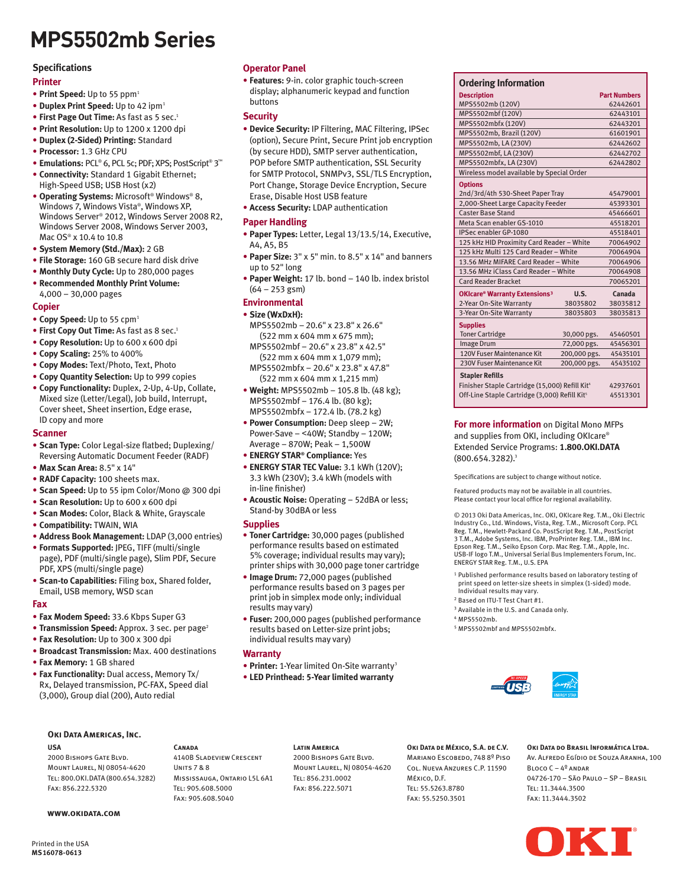# MPS5502mb Series

## Specifications

### Printer

- **Print Speed:** Up to 55 ppm[1]
- **Duplex Print Speed:** Up to 42 ipm[1]
- **First Page Out Time:** As fast as 5 sec.[1]
- **Print Resolution:** Up to 1200 x 1200 dpi
- **Duplex (2-Sided) Printing:** Standard
- **Processor:** 1.3 GHz CPU
- **Emulations:** PCL® 6, PCL 5c; PDF; XPS; PostScript® 3™
- **Connectivity:** Standard 1 Gigabit Ethernet; High-Speed USB; USB Host (x2)
- **Operating Systems:** Microsoft® Windows® 8, Windows 7, Windows Vista®, Windows XP, Windows Server® 2012, Windows Server 2008 R2, Windows Server 2008, Windows Server 2003, Mac OS® x 10.4 to 10.8
- **System Memory (Std./Max):** 2 GB
- **File Storage:** 160 GB secure hard disk drive
- **Monthly Duty Cycle:** Up to 280,000 pages
- **Recommended Monthly Print Volume:** 4,000 – 30,000 pages

### Copier

- **Copy Speed:** Up to 55 cpm[1]
- **First Copy Out Time:** As fast as 8 sec.[1]
- **Copy Resolution:** Up to 600 x 600 dpi
- **Copy Scaling:** 25% to 400%
- **Copy Modes:** Text/Photo, Text, Photo
- **Copy Quantity Selection:** Up to 999 copies
- **Copy Functionality:** Duplex, 2-Up, 4-Up, Collate, Mixed size (Letter/Legal), Job build, Interrupt, Cover sheet, Sheet insertion, Edge erase, ID copy and more

### Scanner

- **Scan Type:** Color Legal-size flatbed; Duplexing/Reversing Automatic Document Feeder (RADF)
- **Max Scan Area:** 8.5" x 14"
- **RADF Capacity:** 100 sheets max.
- **Scan Speed:** Up to 55 ipm Color/Mono @ 300 dpi
- **Scan Resolution:** Up to 600 x 600 dpi
- **Scan Modes:** Color, Black & White, Grayscale
- **Compatibility:** TWAIN, WIA
- **Address Book Management:** LDAP (3,000 entries)
- **Formats Supported:** JPEG, TIFF (multi/single page), PDF (multi/single page), Slim PDF, Secure PDF, XPS (multi/single page)
- **Scan-to Capabilities:** Filing box, Shared folder, Email, USB memory, WSD scan

### Fax

- **Fax Modem Speed:** 33.6 Kbps Super G3
- **Transmission Speed:** Approx. 3 sec. per page[2]
- **Fax Resolution:** Up to 300 x 300 dpi
- **Broadcast Transmission:** Max. 400 destinations
- **Fax Memory:** 1 GB shared
- **Fax Functionality:** Dual access, Memory Tx/Rx, Delayed transmission, PC-FAX, Speed dial (3,000), Group dial (200), Auto redial

### Operator Panel

- **Features:** 9-in. color graphic touch-screen display; alphanumeric keypad and function buttons

### Security

- **Device Security:** IP Filtering, MAC Filtering, IPSec (option), Secure Print, Secure Print job encryption (by secure HDD), SMTP server authentication, POP before SMTP authentication, SSL Security for SMTP Protocol, SNMPv3, SSL/TLS Encryption, Port Change, Storage Device Encryption, Secure Erase, Disable Host USB feature
- **Access Security:** LDAP authentication

### Paper Handling

- **Paper Types:** Letter, Legal 13/13.5/14, Executive, A4, A5, B5
- **Paper Size:** 3" x 5" min. to 8.5" x 14" and banners up to 52" long
- **Paper Weight:** 17 lb. bond – 140 lb. index bristol (64 – 253 gsm)

### Environmental

- **Size (WxDxH):**
  MPS5502mb – 20.6" x 23.8" x 26.6" (522 mm x 604 mm x 675 mm);
  MPS5502mbf – 20.6" x 23.8" x 42.5" (522 mm x 604 mm x 1,079 mm);
  MPS5502mbfx – 20.6" x 23.8" x 47.8" (522 mm x 604 mm x 1,215 mm)
- **Weight:** MPS5502mb – 105.8 lb. (48 kg); MPS5502mbf – 176.4 lb. (80 kg); MPS5502mbfx – 172.4 lb. (78.2 kg)
- **Power Consumption:** Deep sleep – 2W; Power-Save – <40W; Standby – 120W; Average – 870W; Peak – 1,500W
- **ENERGY STAR® Compliance:** Yes
- **ENERGY STAR TEC Value:** 3.1 kWh (120V); 3.3 kWh (230V); 3.4 kWh (models with in-line finisher)
- **Acoustic Noise:** Operating – 52dBA or less; Stand-by 30dBA or less

### Supplies

- **Toner Cartridge:** 30,000 pages (published performance results based on estimated 5% coverage; individual results may vary); printer ships with 30,000 page toner cartridge
- **Image Drum:** 72,000 pages (published performance results based on 3 pages per print job in simplex mode only; individual results may vary)
- **Fuser:** 200,000 pages (published performance results based on Letter-size print jobs; individual results may vary)

### Warranty

- **Printer:** 1-Year limited On-Site warranty[3]
- **LED Printhead: 5-Year limited warranty**

## Ordering Information

| Description | | Part Numbers |
|---|---|---|
| MPS5502mb (120V) | | 62442601 |
| MPS5502mbf (120V) | | 62443101 |
| MPS5502mbfx (120V) | | 62443201 |
| MPS5502mb, Brazil (120V) | | 61601901 |
| MPS5502mb, LA (230V) | | 62442602 |
| MPS5502mbf, LA (230V) | | 62442702 |
| MPS5502mbfx, LA (230V) | | 62442802 |
| Wireless model available by Special Order | | |
| **Options** | | |
| 2nd/3rd/4th 530-Sheet Paper Tray | | 45479001 |
| 2,000-Sheet Large Capacity Feeder | | 45393301 |
| Caster Base Stand | | 45466601 |
| Meta Scan enabler GS-1010 | | 45518201 |
| IPSec enabler GP-1080 | | 45518401 |
| 125 kHz HID Proximity Card Reader – White | | 70064902 |
| 125 kHz Multi 125 Card Reader – White | | 70064904 |
| 13.56 MHz MIFARE Card Reader – White | | 70064906 |
| 13.56 MHz iClass Card Reader – White | | 70064908 |
| Card Reader Bracket | | 70065201 |
| **OKIcare® Warranty Extensions[3]** | **U.S.** | **Canada** |
| 2-Year On-Site Warranty | 38035802 | 38035812 |
| 3-Year On-Site Warranty | 38035803 | 38035813 |
| **Supplies** | | |
| Toner Cartridge | 30,000 pgs. | 45460501 |
| Image Drum | 72,000 pgs. | 45456301 |
| 120V Fuser Maintenance Kit | 200,000 pgs. | 45435101 |
| 230V Fuser Maintenance Kit | 200,000 pgs. | 45435102 |
| **Stapler Refills** | | |
| Finisher Staple Cartridge (15,000) Refill Kit[4] | | 42937601 |
| Off-Line Staple Cartridge (3,000) Refill Kit[5] | | 45513301 |

**For more information** on Digital Mono MFPs and supplies from OKI, including OKIcare® Extended Service Programs: **1.800.OKI.DATA** (800.654.3282).[3]

Specifications are subject to change without notice.

Featured products may not be available in all countries. Please contact your local office for regional availability.

© 2013 Oki Data Americas, Inc. OKI, OKIcare Reg. T.M., Oki Electric Industry Co., Ltd. Windows, Vista, Reg. T.M., Microsoft Corp. PCL Reg. T.M., Hewlett-Packard Co. PostScript Reg. T.M., PostScript 3 T.M., Adobe Systems, Inc. IBM, ProPrinter Reg. T.M., IBM Inc. Epson Reg. T.M., Seiko Epson Corp. Mac Reg. T.M., Apple, Inc. USB-IF logo T.M., Universal Serial Bus Implementers Forum, Inc. ENERGY STAR Reg. T.M., U.S. EPA

[1] Published performance results based on laboratory testing of print speed on letter-size sheets in simplex (1-sided) mode. Individual results may vary.
[2] Based on ITU-T Test Chart #1.
[3] Available in the U.S. and Canada only.
[4] MPS5502mb.
[5] MPS5502mbf and MPS5502mbfx.

**Oki Data Americas, Inc.**

**USA**
2000 Bishops Gate Blvd.
Mount Laurel, NJ 08054-4620
Tel: 800.OKI.DATA (800.654.3282)
Fax: 856.222.5320

**Canada**
4140B Sladeview Crescent
Units 7 & 8
Mississauga, Ontario L5L 6A1
Tel: 905.608.5000
Fax: 905.608.5040

**Latin America**
2000 Bishops Gate Blvd.
Mount Laurel, NJ 08054-4620
Tel: 856.231.0002
Fax: 856.222.5071

**Oki Data de México, S.A. de C.V.**
Mariano Escobedo, 748 8º Piso
Col. Nueva Anzures C.P. 11590
México, D.F.
Tel: 55.5263.8780
Fax: 55.5250.3501

**Oki Data do Brasil Informática Ltda.**
Av. Alfredo Egídio de Souza Aranha, 100
Bloco C – 4º andar
04726-170 – São Paulo – SP – Brasil
Tel: 11.3444.3500
Fax: 11.3444.3502

**www.okidata.com**

Printed in the USA
**MS16078-0613**